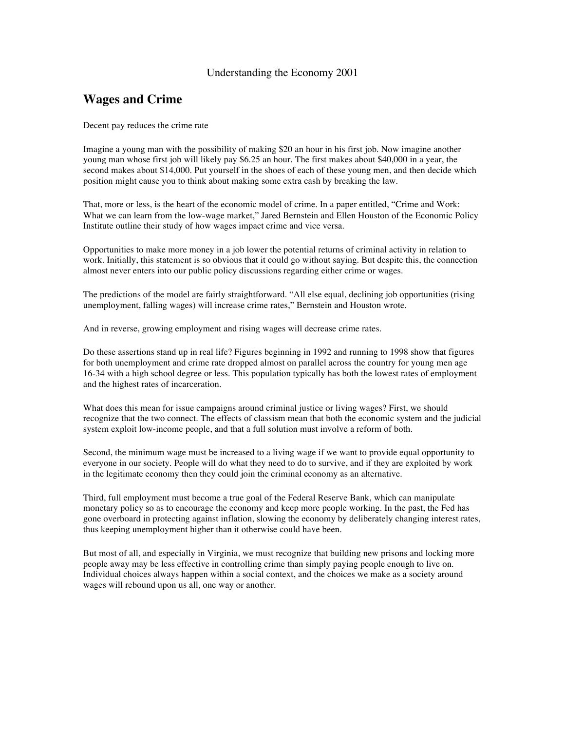Understanding the Economy 2001

## Wages and Crime

Decent pay reduces the crime rate

Imagine a young man with the possibility of making $20 an hour in his first job. Now imagine another young man whose first job will likely pay $6.25 an hour. The first makes about $40,000 in a year, the second makes about $14,000. Put yourself in the shoes of each of these young men, and then decide which position might cause you to think about making some extra cash by breaking the law.

That, more or less, is the heart of the economic model of crime. In a paper entitled, "Crime and Work: What we can learn from the low-wage market," Jared Bernstein and Ellen Houston of the Economic Policy Institute outline their study of how wages impact crime and vice versa.

Opportunities to make more money in a job lower the potential returns of criminal activity in relation to work. Initially, this statement is so obvious that it could go without saying. But despite this, the connection almost never enters into our public policy discussions regarding either crime or wages.

The predictions of the model are fairly straightforward. "All else equal, declining job opportunities (rising unemployment, falling wages) will increase crime rates," Bernstein and Houston wrote.

And in reverse, growing employment and rising wages will decrease crime rates.

Do these assertions stand up in real life? Figures beginning in 1992 and running to 1998 show that figures for both unemployment and crime rate dropped almost on parallel across the country for young men age 16-34 with a high school degree or less. This population typically has both the lowest rates of employment and the highest rates of incarceration.

What does this mean for issue campaigns around criminal justice or living wages? First, we should recognize that the two connect. The effects of classism mean that both the economic system and the judicial system exploit low-income people, and that a full solution must involve a reform of both.

Second, the minimum wage must be increased to a living wage if we want to provide equal opportunity to everyone in our society. People will do what they need to do to survive, and if they are exploited by work in the legitimate economy then they could join the criminal economy as an alternative.

Third, full employment must become a true goal of the Federal Reserve Bank, which can manipulate monetary policy so as to encourage the economy and keep more people working. In the past, the Fed has gone overboard in protecting against inflation, slowing the economy by deliberately changing interest rates, thus keeping unemployment higher than it otherwise could have been.

But most of all, and especially in Virginia, we must recognize that building new prisons and locking more people away may be less effective in controlling crime than simply paying people enough to live on. Individual choices always happen within a social context, and the choices we make as a society around wages will rebound upon us all, one way or another.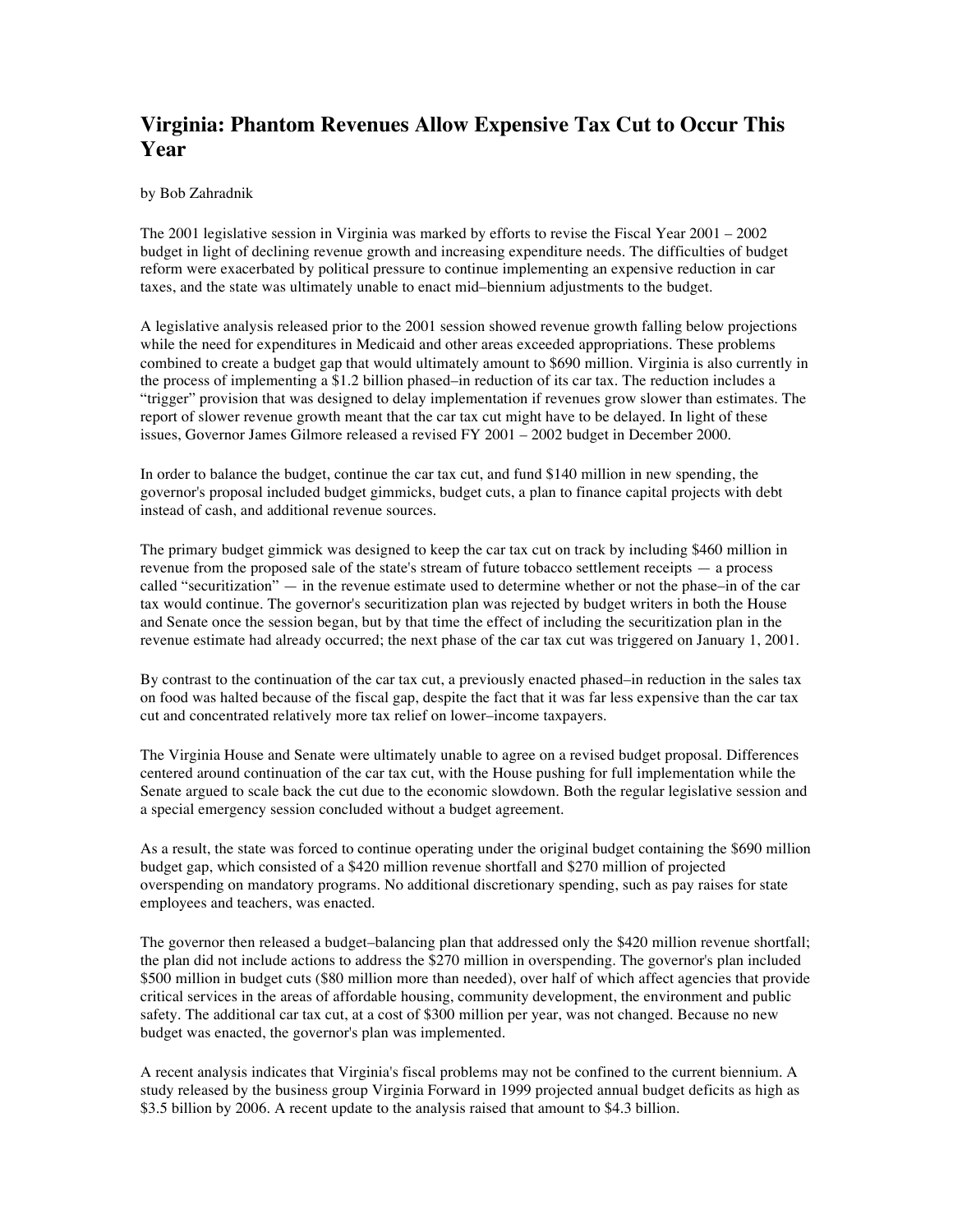## Virginia: Phantom Revenues Allow Expensive Tax Cut to Occur This Year

by Bob Zahradnik

The 2001 legislative session in Virginia was marked by efforts to revise the Fiscal Year 2001 – 2002 budget in light of declining revenue growth and increasing expenditure needs. The difficulties of budget reform were exacerbated by political pressure to continue implementing an expensive reduction in car taxes, and the state was ultimately unable to enact mid–biennium adjustments to the budget.

A legislative analysis released prior to the 2001 session showed revenue growth falling below projections while the need for expenditures in Medicaid and other areas exceeded appropriations. These problems combined to create a budget gap that would ultimately amount to $690 million. Virginia is also currently in the process of implementing a $1.2 billion phased–in reduction of its car tax. The reduction includes a "trigger" provision that was designed to delay implementation if revenues grow slower than estimates. The report of slower revenue growth meant that the car tax cut might have to be delayed. In light of these issues, Governor James Gilmore released a revised FY 2001 – 2002 budget in December 2000.

In order to balance the budget, continue the car tax cut, and fund $140 million in new spending, the governor's proposal included budget gimmicks, budget cuts, a plan to finance capital projects with debt instead of cash, and additional revenue sources.

The primary budget gimmick was designed to keep the car tax cut on track by including $460 million in revenue from the proposed sale of the state's stream of future tobacco settlement receipts — a process called "securitization" — in the revenue estimate used to determine whether or not the phase–in of the car tax would continue. The governor's securitization plan was rejected by budget writers in both the House and Senate once the session began, but by that time the effect of including the securitization plan in the revenue estimate had already occurred; the next phase of the car tax cut was triggered on January 1, 2001.

By contrast to the continuation of the car tax cut, a previously enacted phased–in reduction in the sales tax on food was halted because of the fiscal gap, despite the fact that it was far less expensive than the car tax cut and concentrated relatively more tax relief on lower–income taxpayers.

The Virginia House and Senate were ultimately unable to agree on a revised budget proposal. Differences centered around continuation of the car tax cut, with the House pushing for full implementation while the Senate argued to scale back the cut due to the economic slowdown. Both the regular legislative session and a special emergency session concluded without a budget agreement.

As a result, the state was forced to continue operating under the original budget containing the $690 million budget gap, which consisted of a $420 million revenue shortfall and $270 million of projected overspending on mandatory programs. No additional discretionary spending, such as pay raises for state employees and teachers, was enacted.

The governor then released a budget–balancing plan that addressed only the $420 million revenue shortfall; the plan did not include actions to address the $270 million in overspending. The governor's plan included $500 million in budget cuts ($80 million more than needed), over half of which affect agencies that provide critical services in the areas of affordable housing, community development, the environment and public safety. The additional car tax cut, at a cost of $300 million per year, was not changed. Because no new budget was enacted, the governor's plan was implemented.

A recent analysis indicates that Virginia's fiscal problems may not be confined to the current biennium. A study released by the business group Virginia Forward in 1999 projected annual budget deficits as high as $3.5 billion by 2006. A recent update to the analysis raised that amount to $4.3 billion.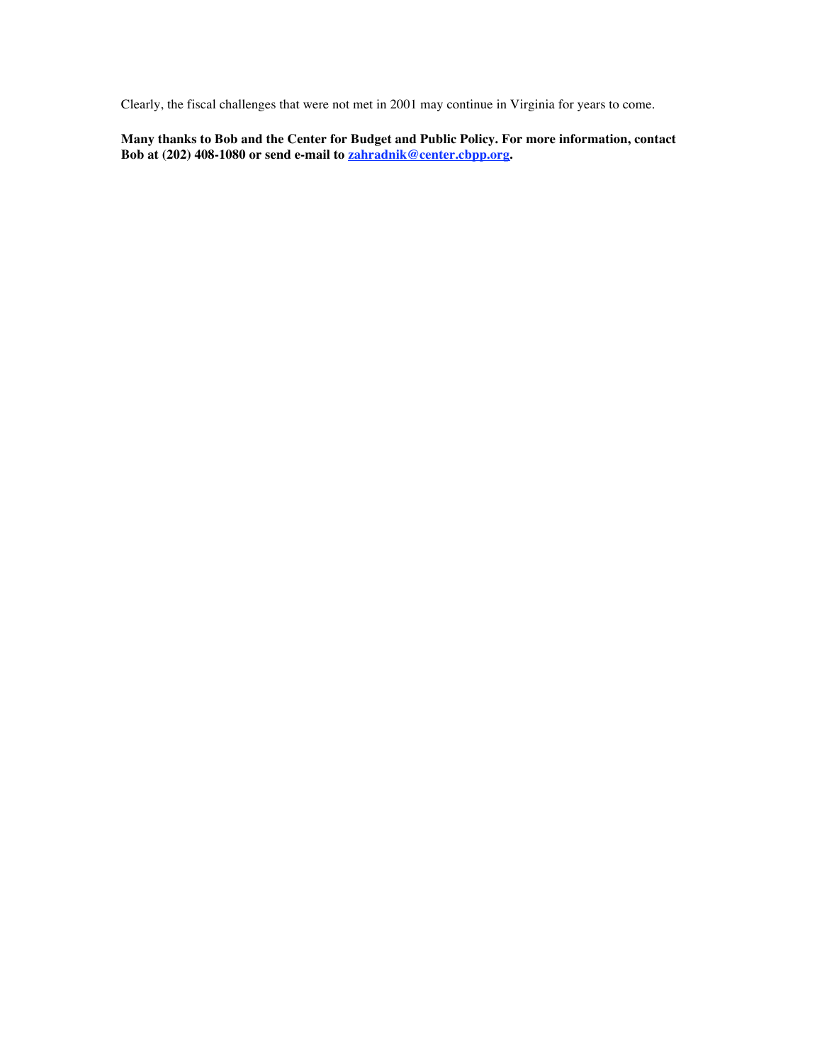Clearly, the fiscal challenges that were not met in 2001 may continue in Virginia for years to come.

**Many thanks to Bob and the Center for Budget and Public Policy. For more information, contact Bob at (202) 408-1080 or send e-mail to [zahradnik@center.cbpp.org](mailto:zahradnik@center.cbpp.org).**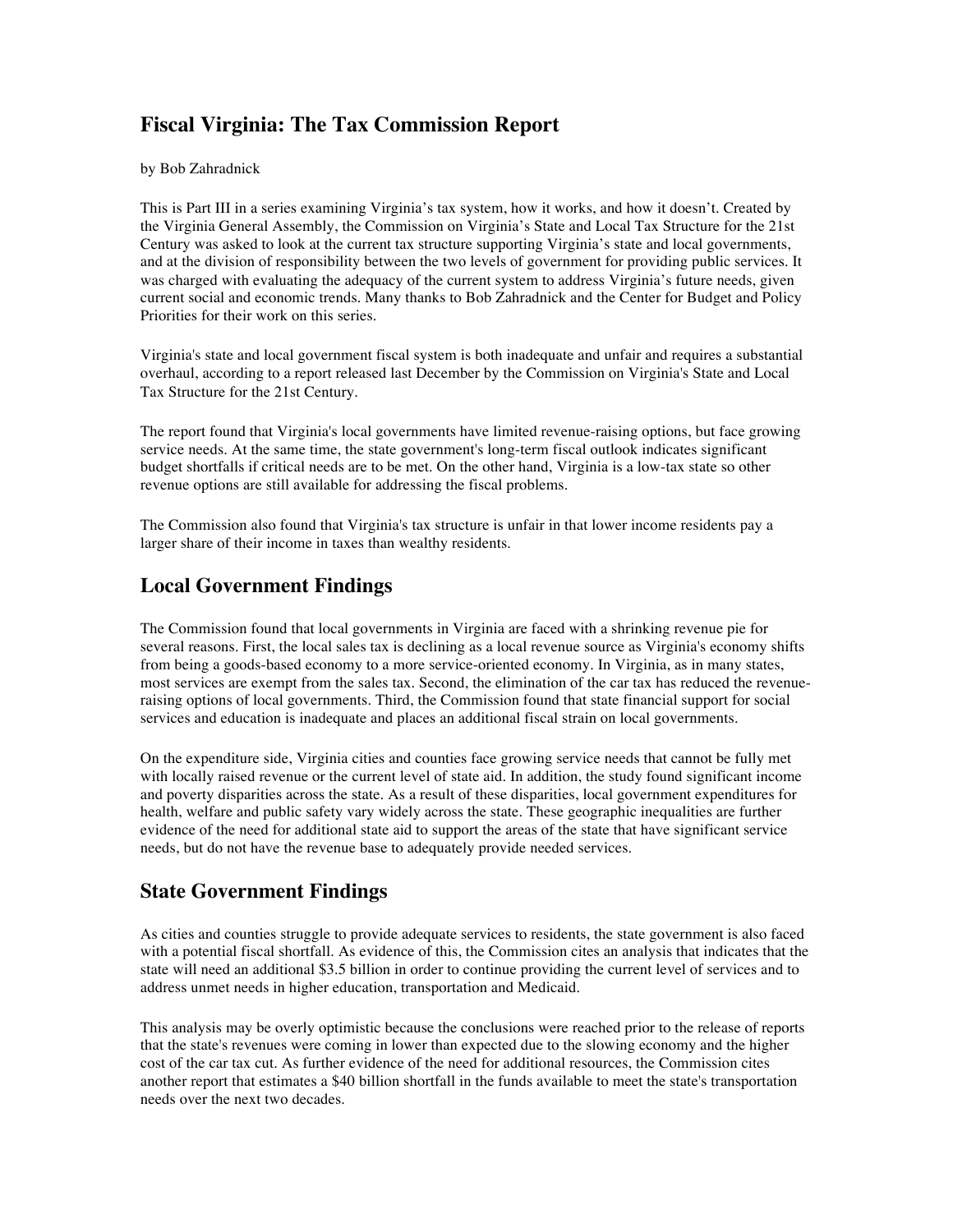## Fiscal Virginia: The Tax Commission Report

by Bob Zahradnick

This is Part III in a series examining Virginia's tax system, how it works, and how it doesn't. Created by the Virginia General Assembly, the Commission on Virginia's State and Local Tax Structure for the 21st Century was asked to look at the current tax structure supporting Virginia's state and local governments, and at the division of responsibility between the two levels of government for providing public services. It was charged with evaluating the adequacy of the current system to address Virginia's future needs, given current social and economic trends. Many thanks to Bob Zahradnick and the Center for Budget and Policy Priorities for their work on this series.

Virginia's state and local government fiscal system is both inadequate and unfair and requires a substantial overhaul, according to a report released last December by the Commission on Virginia's State and Local Tax Structure for the 21st Century.

The report found that Virginia's local governments have limited revenue-raising options, but face growing service needs. At the same time, the state government's long-term fiscal outlook indicates significant budget shortfalls if critical needs are to be met. On the other hand, Virginia is a low-tax state so other revenue options are still available for addressing the fiscal problems.

The Commission also found that Virginia's tax structure is unfair in that lower income residents pay a larger share of their income in taxes than wealthy residents.

## Local Government Findings

The Commission found that local governments in Virginia are faced with a shrinking revenue pie for several reasons. First, the local sales tax is declining as a local revenue source as Virginia's economy shifts from being a goods-based economy to a more service-oriented economy. In Virginia, as in many states, most services are exempt from the sales tax. Second, the elimination of the car tax has reduced the revenue-raising options of local governments. Third, the Commission found that state financial support for social services and education is inadequate and places an additional fiscal strain on local governments.

On the expenditure side, Virginia cities and counties face growing service needs that cannot be fully met with locally raised revenue or the current level of state aid. In addition, the study found significant income and poverty disparities across the state. As a result of these disparities, local government expenditures for health, welfare and public safety vary widely across the state. These geographic inequalities are further evidence of the need for additional state aid to support the areas of the state that have significant service needs, but do not have the revenue base to adequately provide needed services.

## State Government Findings

As cities and counties struggle to provide adequate services to residents, the state government is also faced with a potential fiscal shortfall. As evidence of this, the Commission cites an analysis that indicates that the state will need an additional $3.5 billion in order to continue providing the current level of services and to address unmet needs in higher education, transportation and Medicaid.

This analysis may be overly optimistic because the conclusions were reached prior to the release of reports that the state's revenues were coming in lower than expected due to the slowing economy and the higher cost of the car tax cut. As further evidence of the need for additional resources, the Commission cites another report that estimates a $40 billion shortfall in the funds available to meet the state's transportation needs over the next two decades.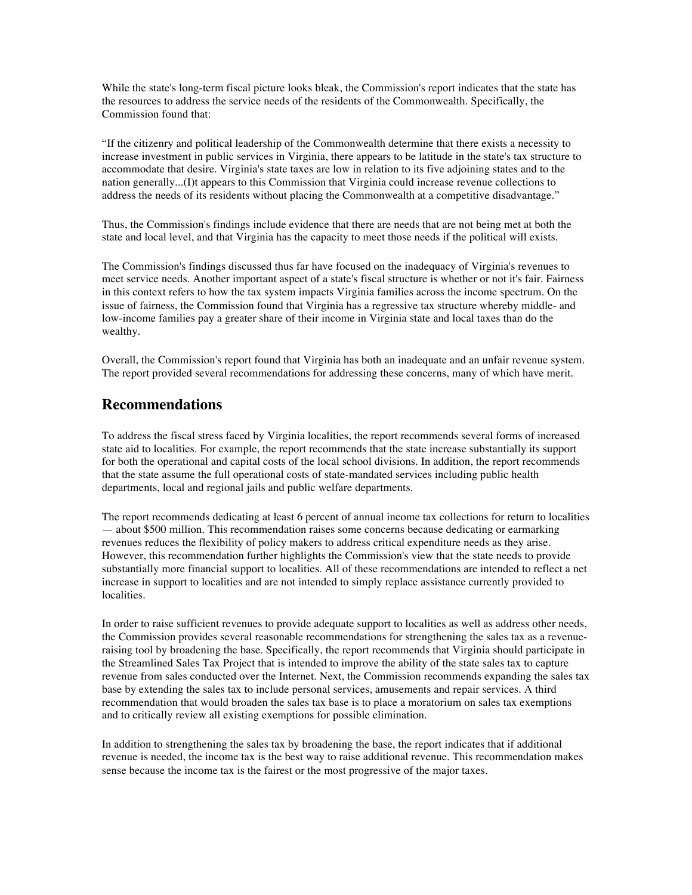While the state's long-term fiscal picture looks bleak, the Commission's report indicates that the state has the resources to address the service needs of the residents of the Commonwealth. Specifically, the Commission found that:

“If the citizenry and political leadership of the Commonwealth determine that there exists a necessity to increase investment in public services in Virginia, there appears to be latitude in the state's tax structure to accommodate that desire. Virginia's state taxes are low in relation to its five adjoining states and to the nation generally...(I)t appears to this Commission that Virginia could increase revenue collections to address the needs of its residents without placing the Commonwealth at a competitive disadvantage.”

Thus, the Commission's findings include evidence that there are needs that are not being met at both the state and local level, and that Virginia has the capacity to meet those needs if the political will exists.

The Commission's findings discussed thus far have focused on the inadequacy of Virginia's revenues to meet service needs. Another important aspect of a state's fiscal structure is whether or not it's fair. Fairness in this context refers to how the tax system impacts Virginia families across the income spectrum. On the issue of fairness, the Commission found that Virginia has a regressive tax structure whereby middle- and low-income families pay a greater share of their income in Virginia state and local taxes than do the wealthy.

Overall, the Commission's report found that Virginia has both an inadequate and an unfair revenue system. The report provided several recommendations for addressing these concerns, many of which have merit.

## Recommendations

To address the fiscal stress faced by Virginia localities, the report recommends several forms of increased state aid to localities. For example, the report recommends that the state increase substantially its support for both the operational and capital costs of the local school divisions. In addition, the report recommends that the state assume the full operational costs of state-mandated services including public health departments, local and regional jails and public welfare departments.

The report recommends dedicating at least 6 percent of annual income tax collections for return to localities — about $500 million. This recommendation raises some concerns because dedicating or earmarking revenues reduces the flexibility of policy makers to address critical expenditure needs as they arise. However, this recommendation further highlights the Commission's view that the state needs to provide substantially more financial support to localities. All of these recommendations are intended to reflect a net increase in support to localities and are not intended to simply replace assistance currently provided to localities.

In order to raise sufficient revenues to provide adequate support to localities as well as address other needs, the Commission provides several reasonable recommendations for strengthening the sales tax as a revenue-raising tool by broadening the base. Specifically, the report recommends that Virginia should participate in the Streamlined Sales Tax Project that is intended to improve the ability of the state sales tax to capture revenue from sales conducted over the Internet. Next, the Commission recommends expanding the sales tax base by extending the sales tax to include personal services, amusements and repair services. A third recommendation that would broaden the sales tax base is to place a moratorium on sales tax exemptions and to critically review all existing exemptions for possible elimination.

In addition to strengthening the sales tax by broadening the base, the report indicates that if additional revenue is needed, the income tax is the best way to raise additional revenue. This recommendation makes sense because the income tax is the fairest or the most progressive of the major taxes.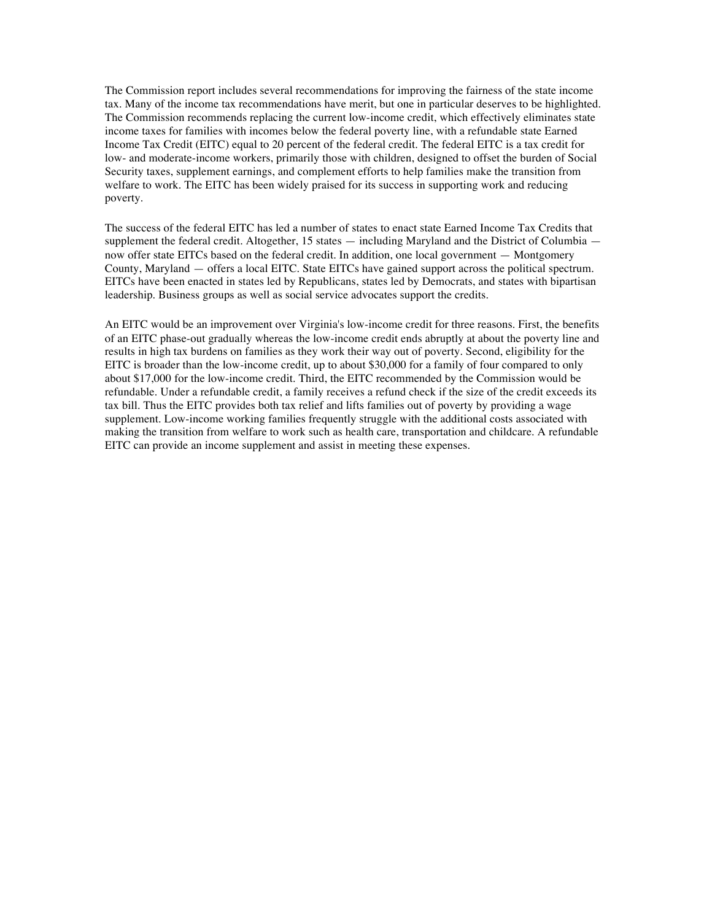The Commission report includes several recommendations for improving the fairness of the state income tax. Many of the income tax recommendations have merit, but one in particular deserves to be highlighted. The Commission recommends replacing the current low-income credit, which effectively eliminates state income taxes for families with incomes below the federal poverty line, with a refundable state Earned Income Tax Credit (EITC) equal to 20 percent of the federal credit. The federal EITC is a tax credit for low- and moderate-income workers, primarily those with children, designed to offset the burden of Social Security taxes, supplement earnings, and complement efforts to help families make the transition from welfare to work. The EITC has been widely praised for its success in supporting work and reducing poverty.

The success of the federal EITC has led a number of states to enact state Earned Income Tax Credits that supplement the federal credit. Altogether, 15 states — including Maryland and the District of Columbia — now offer state EITCs based on the federal credit. In addition, one local government — Montgomery County, Maryland — offers a local EITC. State EITCs have gained support across the political spectrum. EITCs have been enacted in states led by Republicans, states led by Democrats, and states with bipartisan leadership. Business groups as well as social service advocates support the credits.

An EITC would be an improvement over Virginia's low-income credit for three reasons. First, the benefits of an EITC phase-out gradually whereas the low-income credit ends abruptly at about the poverty line and results in high tax burdens on families as they work their way out of poverty. Second, eligibility for the EITC is broader than the low-income credit, up to about $30,000 for a family of four compared to only about $17,000 for the low-income credit. Third, the EITC recommended by the Commission would be refundable. Under a refundable credit, a family receives a refund check if the size of the credit exceeds its tax bill. Thus the EITC provides both tax relief and lifts families out of poverty by providing a wage supplement. Low-income working families frequently struggle with the additional costs associated with making the transition from welfare to work such as health care, transportation and childcare. A refundable EITC can provide an income supplement and assist in meeting these expenses.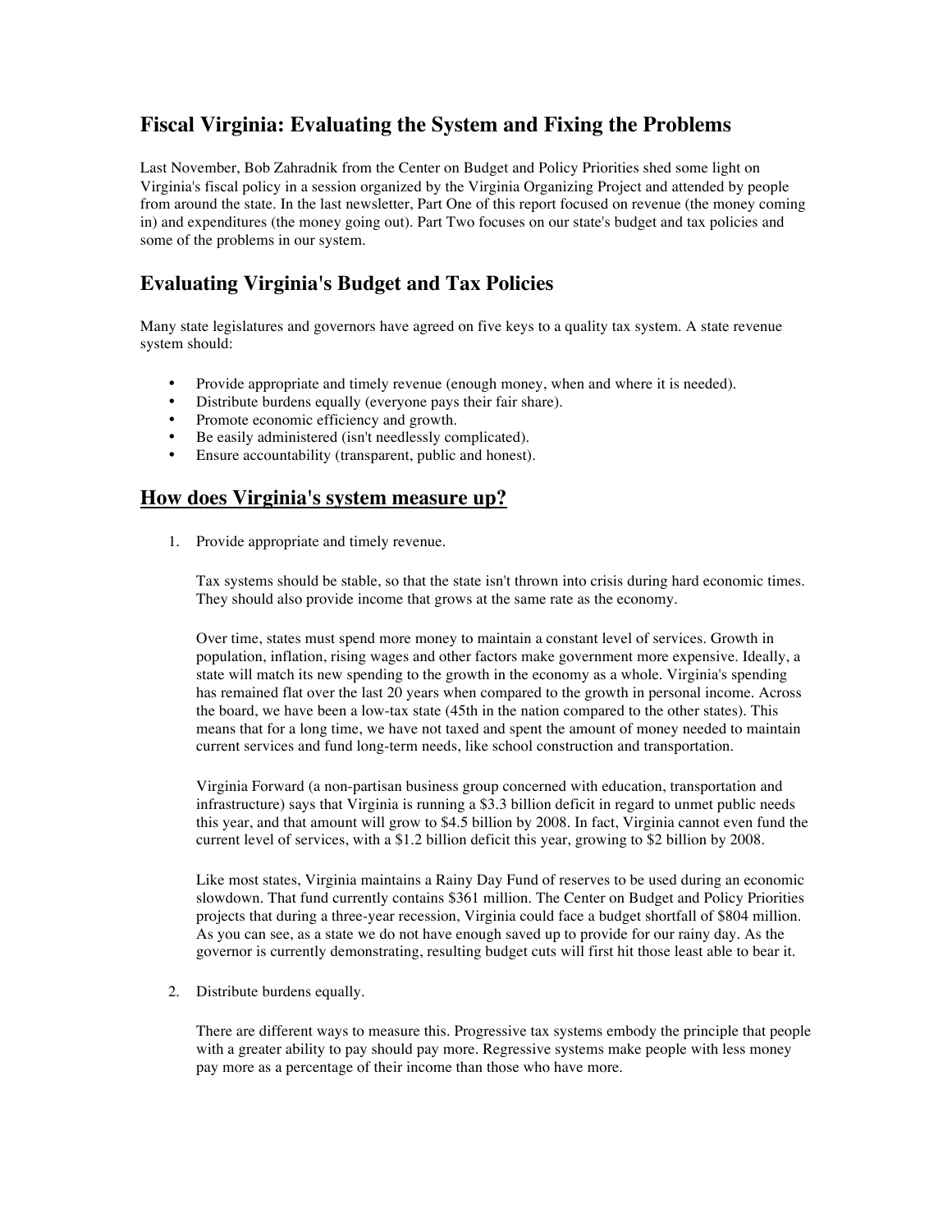# Fiscal Virginia: Evaluating the System and Fixing the Problems

Last November, Bob Zahradnik from the Center on Budget and Policy Priorities shed some light on Virginia's fiscal policy in a session organized by the Virginia Organizing Project and attended by people from around the state. In the last newsletter, Part One of this report focused on revenue (the money coming in) and expenditures (the money going out). Part Two focuses on our state's budget and tax policies and some of the problems in our system.

## Evaluating Virginia's Budget and Tax Policies

Many state legislatures and governors have agreed on five keys to a quality tax system. A state revenue system should:

- Provide appropriate and timely revenue (enough money, when and where it is needed).
- Distribute burdens equally (everyone pays their fair share).
- Promote economic efficiency and growth.
- Be easily administered (isn't needlessly complicated).
- Ensure accountability (transparent, public and honest).

## <u>How does Virginia's system measure up?</u>

1. Provide appropriate and timely revenue.

   Tax systems should be stable, so that the state isn't thrown into crisis during hard economic times. They should also provide income that grows at the same rate as the economy.

   Over time, states must spend more money to maintain a constant level of services. Growth in population, inflation, rising wages and other factors make government more expensive. Ideally, a state will match its new spending to the growth in the economy as a whole. Virginia's spending has remained flat over the last 20 years when compared to the growth in personal income. Across the board, we have been a low-tax state (45th in the nation compared to the other states). This means that for a long time, we have not taxed and spent the amount of money needed to maintain current services and fund long-term needs, like school construction and transportation.

   Virginia Forward (a non-partisan business group concerned with education, transportation and infrastructure) says that Virginia is running a $3.3 billion deficit in regard to unmet public needs this year, and that amount will grow to $4.5 billion by 2008. In fact, Virginia cannot even fund the current level of services, with a $1.2 billion deficit this year, growing to $2 billion by 2008.

   Like most states, Virginia maintains a Rainy Day Fund of reserves to be used during an economic slowdown. That fund currently contains $361 million. The Center on Budget and Policy Priorities projects that during a three-year recession, Virginia could face a budget shortfall of $804 million. As you can see, as a state we do not have enough saved up to provide for our rainy day. As the governor is currently demonstrating, resulting budget cuts will first hit those least able to bear it.

2. Distribute burdens equally.

   There are different ways to measure this. Progressive tax systems embody the principle that people with a greater ability to pay should pay more. Regressive systems make people with less money pay more as a percentage of their income than those who have more.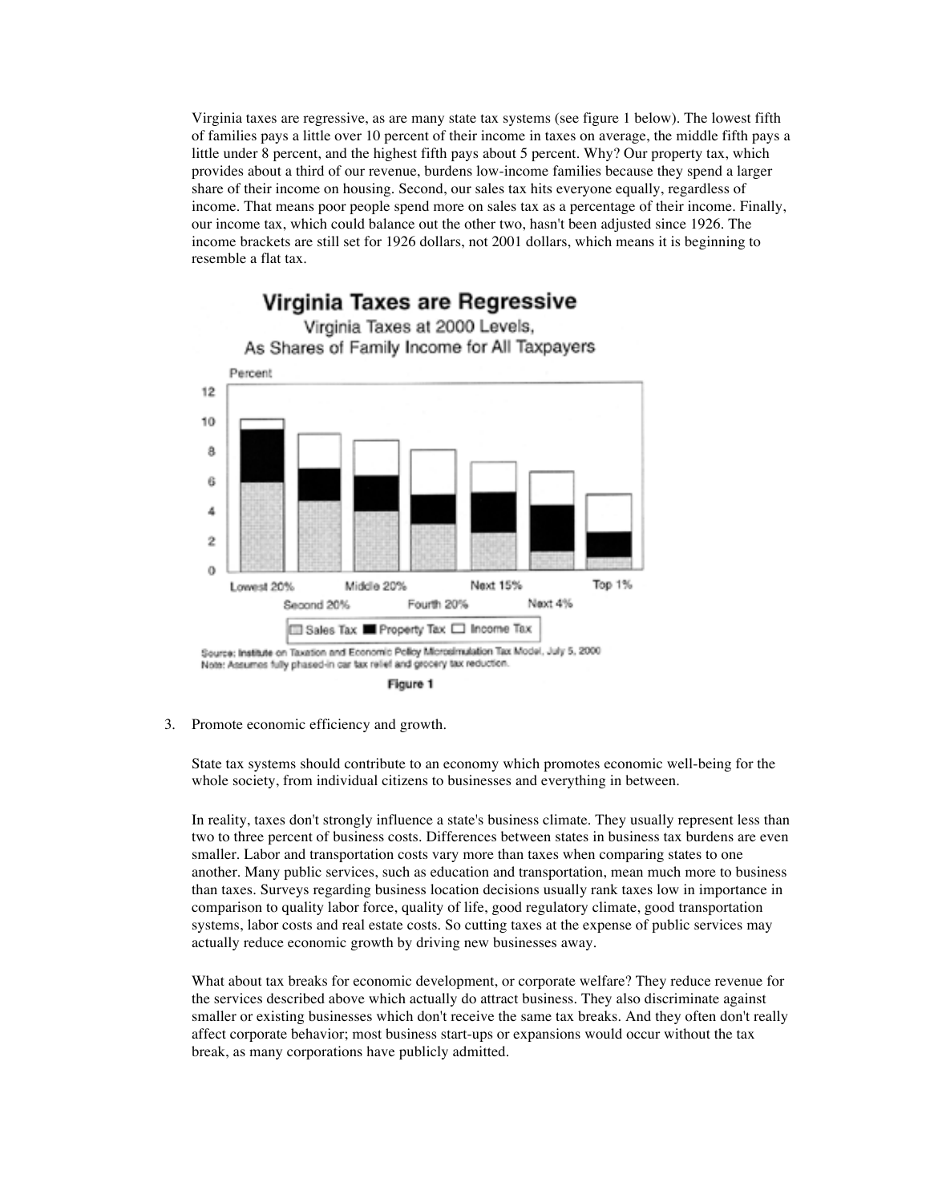Virginia taxes are regressive, as are many state tax systems (see figure 1 below). The lowest fifth of families pays a little over 10 percent of their income in taxes on average, the middle fifth pays a little under 8 percent, and the highest fifth pays about 5 percent. Why? Our property tax, which provides about a third of our revenue, burdens low-income families because they spend a larger share of their income on housing. Second, our sales tax hits everyone equally, regardless of income. That means poor people spend more on sales tax as a percentage of their income. Finally, our income tax, which could balance out the other two, hasn't been adjusted since 1926. The income brackets are still set for 1926 dollars, not 2001 dollars, which means it is beginning to resemble a flat tax.

**Virginia Taxes are Regressive**

Virginia Taxes at 2000 Levels, As Shares of Family Income for All Taxpayers

Source: Institute on Taxation and Economic Policy Microsimulation Tax Model, July 5, 2000
Note: Assumes fully phased-in car tax relief and grocery tax reduction.

Figure 1

3. Promote economic efficiency and growth.

   State tax systems should contribute to an economy which promotes economic well-being for the whole society, from individual citizens to businesses and everything in between.

   In reality, taxes don't strongly influence a state's business climate. They usually represent less than two to three percent of business costs. Differences between states in business tax burdens are even smaller. Labor and transportation costs vary more than taxes when comparing states to one another. Many public services, such as education and transportation, mean much more to business than taxes. Surveys regarding business location decisions usually rank taxes low in importance in comparison to quality labor force, quality of life, good regulatory climate, good transportation systems, labor costs and real estate costs. So cutting taxes at the expense of public services may actually reduce economic growth by driving new businesses away.

   What about tax breaks for economic development, or corporate welfare? They reduce revenue for the services described above which actually do attract business. They also discriminate against smaller or existing businesses which don't receive the same tax breaks. And they often don't really affect corporate behavior; most business start-ups or expansions would occur without the tax break, as many corporations have publicly admitted.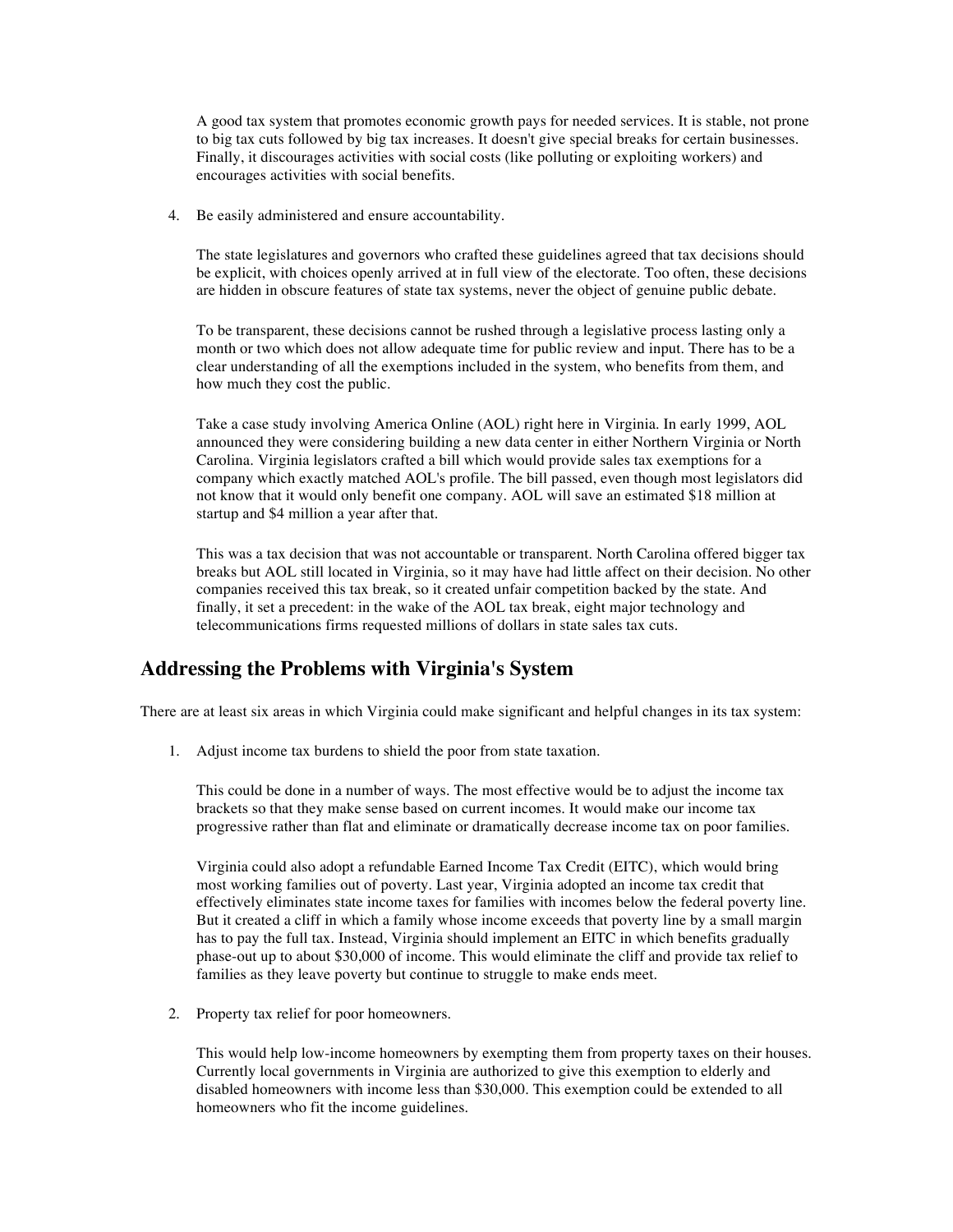A good tax system that promotes economic growth pays for needed services. It is stable, not prone to big tax cuts followed by big tax increases. It doesn't give special breaks for certain businesses. Finally, it discourages activities with social costs (like polluting or exploiting workers) and encourages activities with social benefits.

4. Be easily administered and ensure accountability.

   The state legislatures and governors who crafted these guidelines agreed that tax decisions should be explicit, with choices openly arrived at in full view of the electorate. Too often, these decisions are hidden in obscure features of state tax systems, never the object of genuine public debate.

   To be transparent, these decisions cannot be rushed through a legislative process lasting only a month or two which does not allow adequate time for public review and input. There has to be a clear understanding of all the exemptions included in the system, who benefits from them, and how much they cost the public.

   Take a case study involving America Online (AOL) right here in Virginia. In early 1999, AOL announced they were considering building a new data center in either Northern Virginia or North Carolina. Virginia legislators crafted a bill which would provide sales tax exemptions for a company which exactly matched AOL's profile. The bill passed, even though most legislators did not know that it would only benefit one company. AOL will save an estimated $18 million at startup and $4 million a year after that.

   This was a tax decision that was not accountable or transparent. North Carolina offered bigger tax breaks but AOL still located in Virginia, so it may have had little affect on their decision. No other companies received this tax break, so it created unfair competition backed by the state. And finally, it set a precedent: in the wake of the AOL tax break, eight major technology and telecommunications firms requested millions of dollars in state sales tax cuts.

## Addressing the Problems with Virginia's System

There are at least six areas in which Virginia could make significant and helpful changes in its tax system:

1. Adjust income tax burdens to shield the poor from state taxation.

   This could be done in a number of ways. The most effective would be to adjust the income tax brackets so that they make sense based on current incomes. It would make our income tax progressive rather than flat and eliminate or dramatically decrease income tax on poor families.

   Virginia could also adopt a refundable Earned Income Tax Credit (EITC), which would bring most working families out of poverty. Last year, Virginia adopted an income tax credit that effectively eliminates state income taxes for families with incomes below the federal poverty line. But it created a cliff in which a family whose income exceeds that poverty line by a small margin has to pay the full tax. Instead, Virginia should implement an EITC in which benefits gradually phase-out up to about $30,000 of income. This would eliminate the cliff and provide tax relief to families as they leave poverty but continue to struggle to make ends meet.

2. Property tax relief for poor homeowners.

   This would help low-income homeowners by exempting them from property taxes on their houses. Currently local governments in Virginia are authorized to give this exemption to elderly and disabled homeowners with income less than $30,000. This exemption could be extended to all homeowners who fit the income guidelines.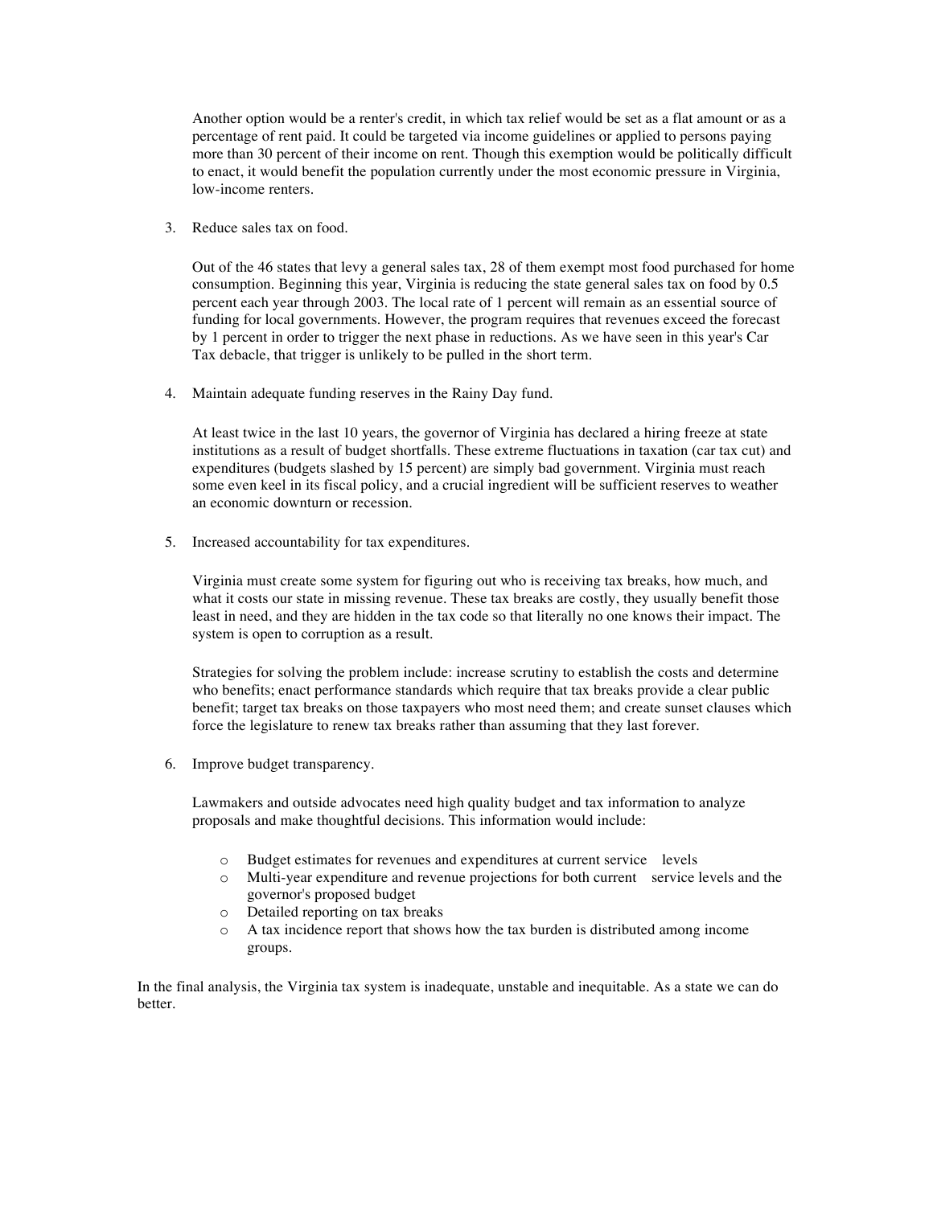Another option would be a renter's credit, in which tax relief would be set as a flat amount or as a percentage of rent paid. It could be targeted via income guidelines or applied to persons paying more than 30 percent of their income on rent. Though this exemption would be politically difficult to enact, it would benefit the population currently under the most economic pressure in Virginia, low-income renters.

3. Reduce sales tax on food.

   Out of the 46 states that levy a general sales tax, 28 of them exempt most food purchased for home consumption. Beginning this year, Virginia is reducing the state general sales tax on food by 0.5 percent each year through 2003. The local rate of 1 percent will remain as an essential source of funding for local governments. However, the program requires that revenues exceed the forecast by 1 percent in order to trigger the next phase in reductions. As we have seen in this year's Car Tax debacle, that trigger is unlikely to be pulled in the short term.

4. Maintain adequate funding reserves in the Rainy Day fund.

   At least twice in the last 10 years, the governor of Virginia has declared a hiring freeze at state institutions as a result of budget shortfalls. These extreme fluctuations in taxation (car tax cut) and expenditures (budgets slashed by 15 percent) are simply bad government. Virginia must reach some even keel in its fiscal policy, and a crucial ingredient will be sufficient reserves to weather an economic downturn or recession.

5. Increased accountability for tax expenditures.

   Virginia must create some system for figuring out who is receiving tax breaks, how much, and what it costs our state in missing revenue. These tax breaks are costly, they usually benefit those least in need, and they are hidden in the tax code so that literally no one knows their impact. The system is open to corruption as a result.

   Strategies for solving the problem include: increase scrutiny to establish the costs and determine who benefits; enact performance standards which require that tax breaks provide a clear public benefit; target tax breaks on those taxpayers who most need them; and create sunset clauses which force the legislature to renew tax breaks rather than assuming that they last forever.

6. Improve budget transparency.

   Lawmakers and outside advocates need high quality budget and tax information to analyze proposals and make thoughtful decisions. This information would include:

   - Budget estimates for revenues and expenditures at current service levels
   - Multi-year expenditure and revenue projections for both current service levels and the governor's proposed budget
   - Detailed reporting on tax breaks
   - A tax incidence report that shows how the tax burden is distributed among income groups.

In the final analysis, the Virginia tax system is inadequate, unstable and inequitable. As a state we can do better.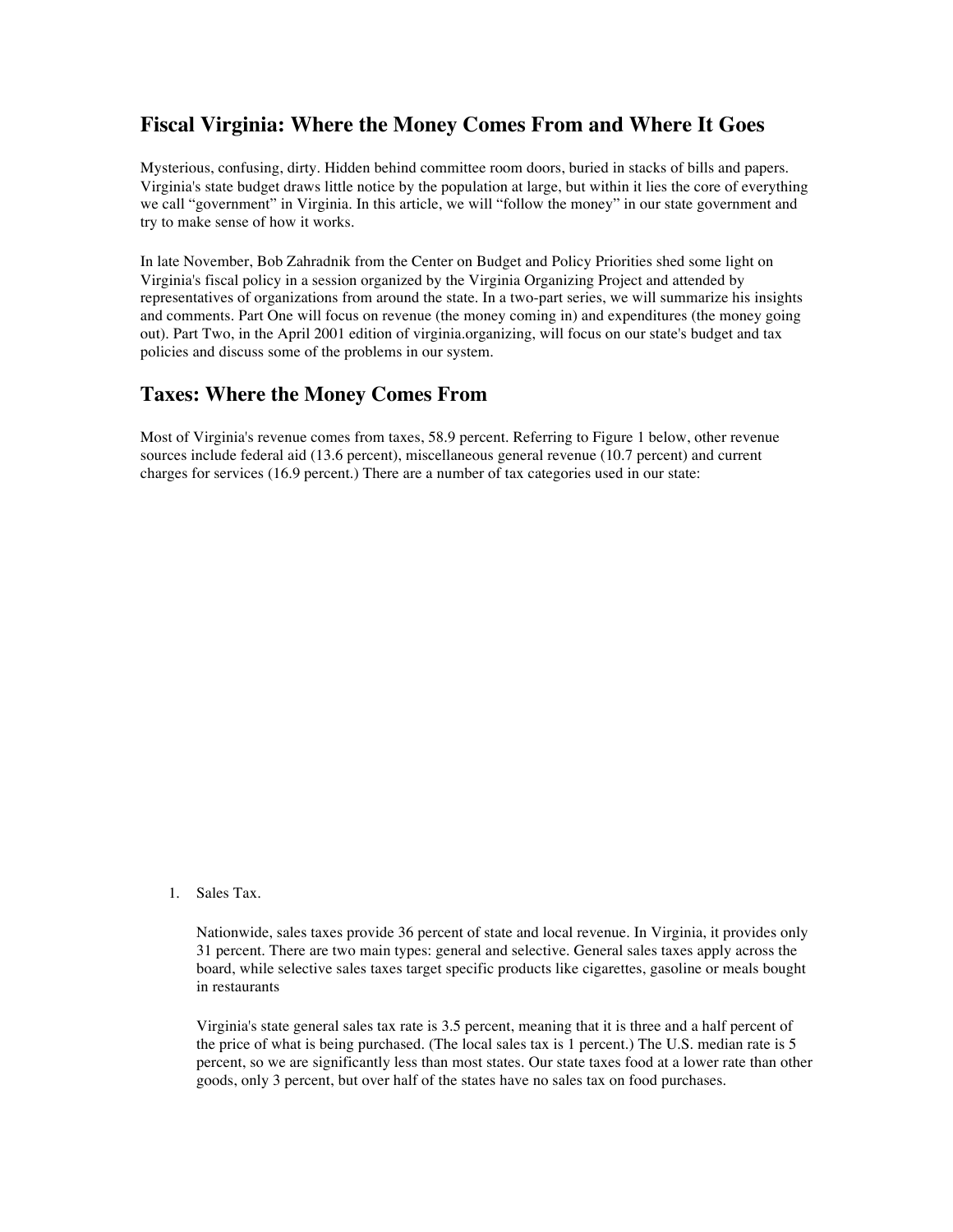## Fiscal Virginia: Where the Money Comes From and Where It Goes

Mysterious, confusing, dirty. Hidden behind committee room doors, buried in stacks of bills and papers. Virginia's state budget draws little notice by the population at large, but within it lies the core of everything we call "government" in Virginia. In this article, we will "follow the money" in our state government and try to make sense of how it works.

In late November, Bob Zahradnik from the Center on Budget and Policy Priorities shed some light on Virginia's fiscal policy in a session organized by the Virginia Organizing Project and attended by representatives of organizations from around the state. In a two-part series, we will summarize his insights and comments. Part One will focus on revenue (the money coming in) and expenditures (the money going out). Part Two, in the April 2001 edition of virginia.organizing, will focus on our state's budget and tax policies and discuss some of the problems in our system.

## Taxes: Where the Money Comes From

Most of Virginia's revenue comes from taxes, 58.9 percent. Referring to Figure 1 below, other revenue sources include federal aid (13.6 percent), miscellaneous general revenue (10.7 percent) and current charges for services (16.9 percent.) There are a number of tax categories used in our state:

1. Sales Tax.

   Nationwide, sales taxes provide 36 percent of state and local revenue. In Virginia, it provides only 31 percent. There are two main types: general and selective. General sales taxes apply across the board, while selective sales taxes target specific products like cigarettes, gasoline or meals bought in restaurants

   Virginia's state general sales tax rate is 3.5 percent, meaning that it is three and a half percent of the price of what is being purchased. (The local sales tax is 1 percent.) The U.S. median rate is 5 percent, so we are significantly less than most states. Our state taxes food at a lower rate than other goods, only 3 percent, but over half of the states have no sales tax on food purchases.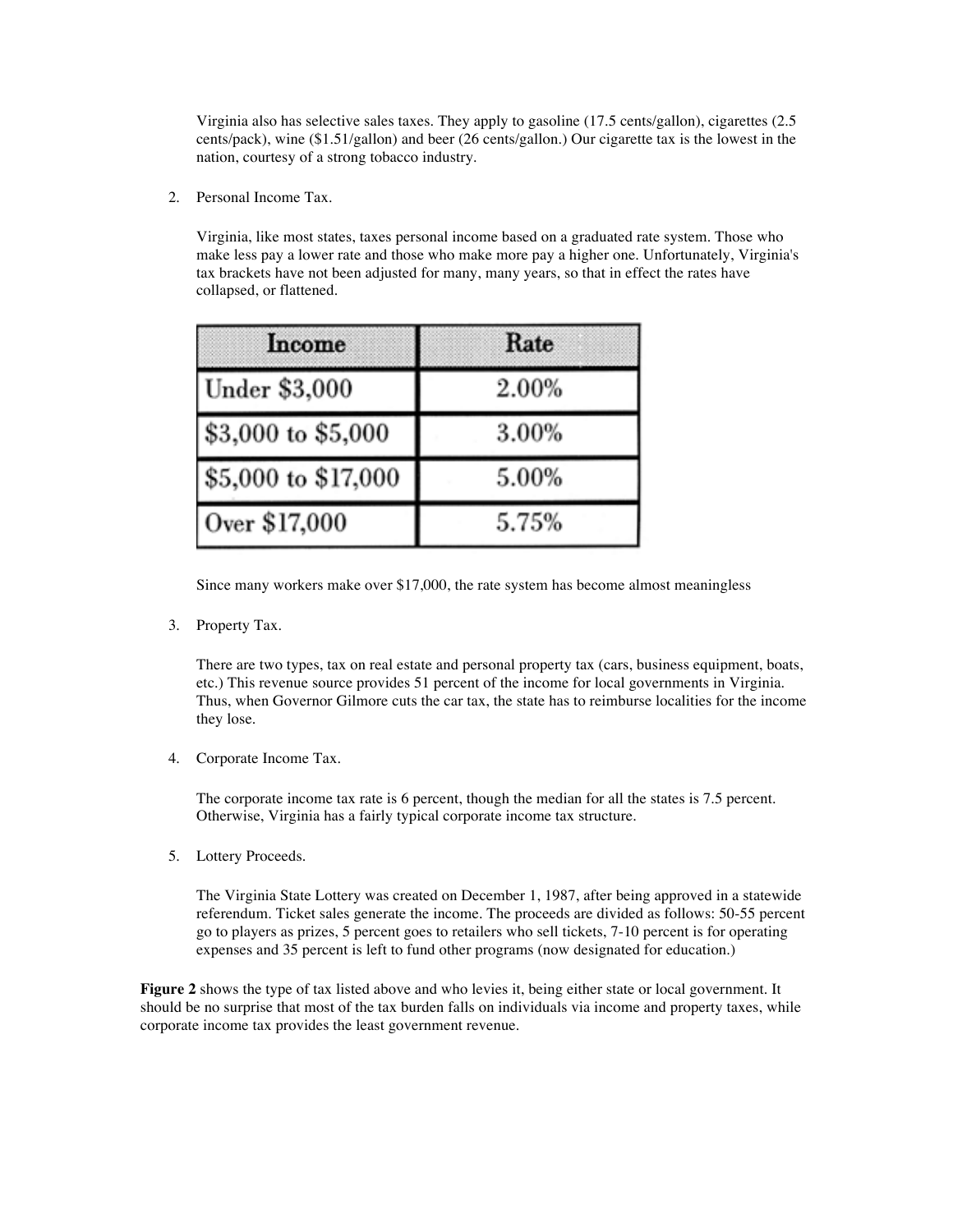Virginia also has selective sales taxes. They apply to gasoline (17.5 cents/gallon), cigarettes (2.5 cents/pack), wine ($1.51/gallon) and beer (26 cents/gallon.) Our cigarette tax is the lowest in the nation, courtesy of a strong tobacco industry.

2. Personal Income Tax.

   Virginia, like most states, taxes personal income based on a graduated rate system. Those who make less pay a lower rate and those who make more pay a higher one. Unfortunately, Virginia's tax brackets have not been adjusted for many, many years, so that in effect the rates have collapsed, or flattened.

| Income | Rate |
|---|---|
| Under $3,000 | 2.00% |
| $3,000 to $5,000 | 3.00% |
| $5,000 to $17,000 | 5.00% |
| Over $17,000 | 5.75% |

   Since many workers make over $17,000, the rate system has become almost meaningless

3. Property Tax.

   There are two types, tax on real estate and personal property tax (cars, business equipment, boats, etc.) This revenue source provides 51 percent of the income for local governments in Virginia. Thus, when Governor Gilmore cuts the car tax, the state has to reimburse localities for the income they lose.

4. Corporate Income Tax.

   The corporate income tax rate is 6 percent, though the median for all the states is 7.5 percent. Otherwise, Virginia has a fairly typical corporate income tax structure.

5. Lottery Proceeds.

   The Virginia State Lottery was created on December 1, 1987, after being approved in a statewide referendum. Ticket sales generate the income. The proceeds are divided as follows: 50-55 percent go to players as prizes, 5 percent goes to retailers who sell tickets, 7-10 percent is for operating expenses and 35 percent is left to fund other programs (now designated for education.)

**Figure 2** shows the type of tax listed above and who levies it, being either state or local government. It should be no surprise that most of the tax burden falls on individuals via income and property taxes, while corporate income tax provides the least government revenue.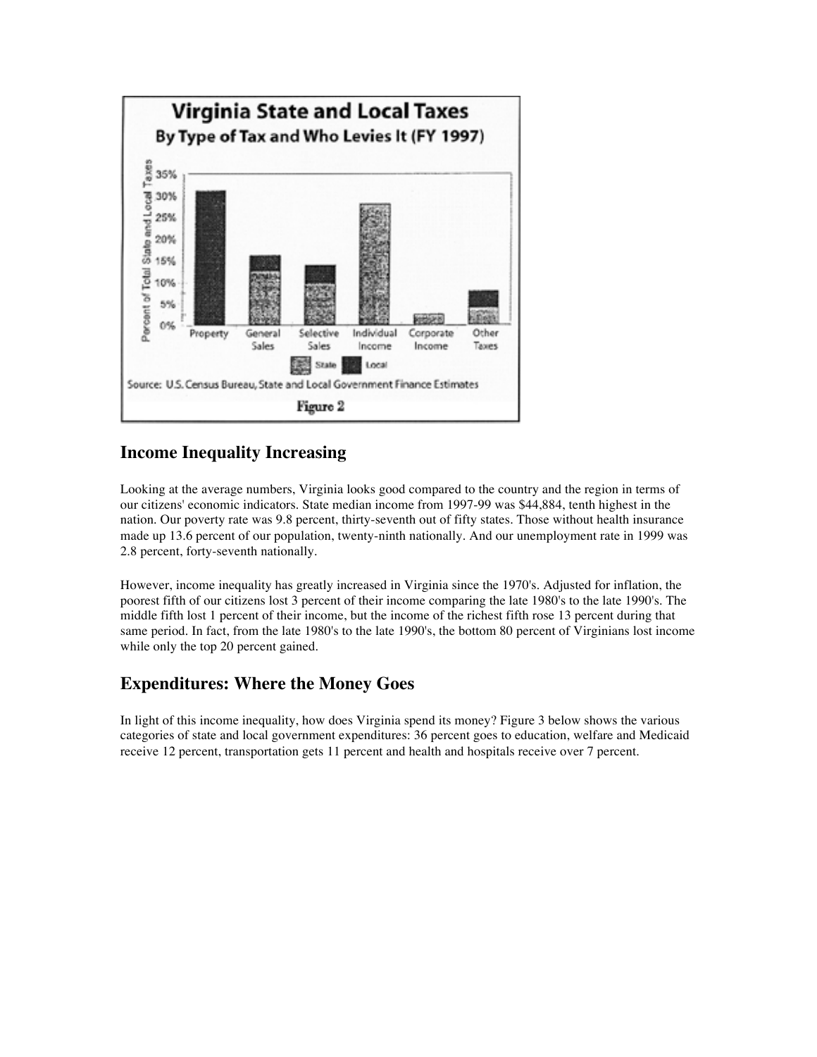## Income Inequality Increasing

Looking at the average numbers, Virginia looks good compared to the country and the region in terms of our citizens' economic indicators. State median income from 1997-99 was $44,884, tenth highest in the nation. Our poverty rate was 9.8 percent, thirty-seventh out of fifty states. Those without health insurance made up 13.6 percent of our population, twenty-ninth nationally. And our unemployment rate in 1999 was 2.8 percent, forty-seventh nationally.

However, income inequality has greatly increased in Virginia since the 1970's. Adjusted for inflation, the poorest fifth of our citizens lost 3 percent of their income comparing the late 1980's to the late 1990's. The middle fifth lost 1 percent of their income, but the income of the richest fifth rose 13 percent during that same period. In fact, from the late 1980's to the late 1990's, the bottom 80 percent of Virginians lost income while only the top 20 percent gained.

## Expenditures: Where the Money Goes

In light of this income inequality, how does Virginia spend its money? Figure 3 below shows the various categories of state and local government expenditures: 36 percent goes to education, welfare and Medicaid receive 12 percent, transportation gets 11 percent and health and hospitals receive over 7 percent.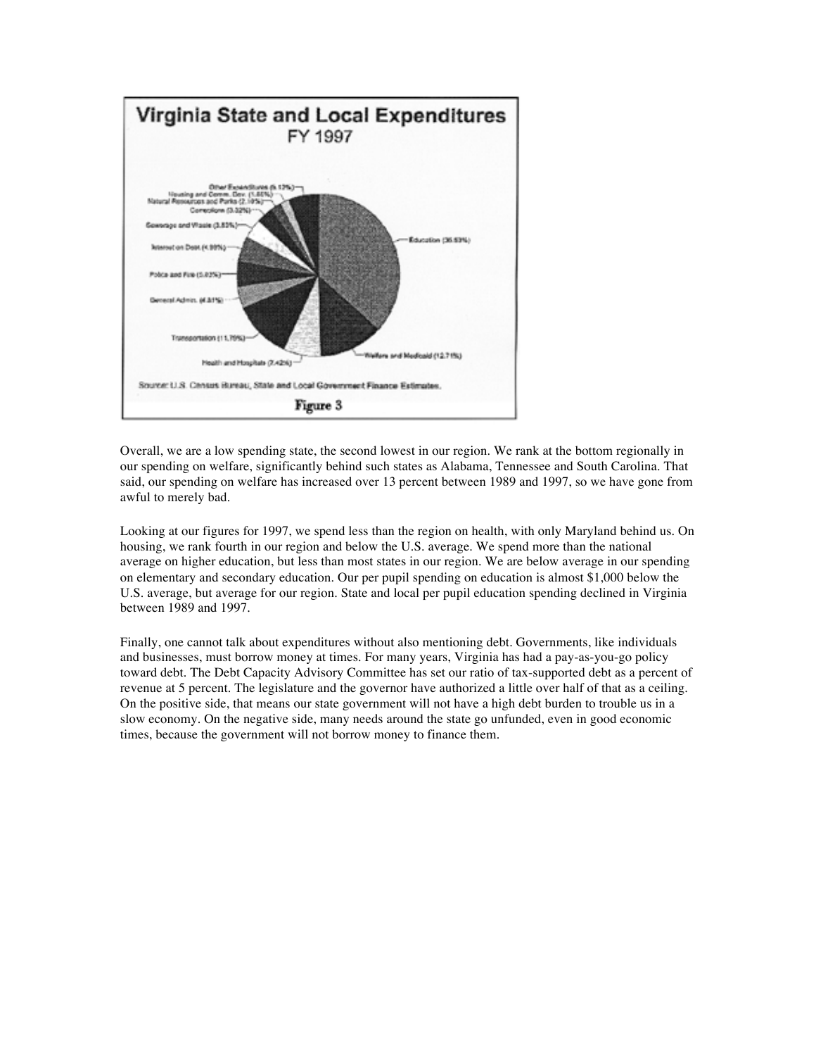Virginia State and Local Expenditures
FY 1997

Other Expenditures (9.17%)
Housing and Comm. Dev. (1.86%)
Natural Resources and Parks (2.10%)
Corrections (3.32%)
Sewerage and Waste (3.83%)
Interest on Debt (4.99%)
Police and Fire (5.03%)
General Admin. (4.31%)
Transportation (11.76%)
Health and Hospitals (7.42%)
Welfare and Medicaid (12.71%)
Education (35.53%)

Source: U.S. Census Bureau, State and Local Government Finance Estimates.

Figure 3

Overall, we are a low spending state, the second lowest in our region. We rank at the bottom regionally in our spending on welfare, significantly behind such states as Alabama, Tennessee and South Carolina. That said, our spending on welfare has increased over 13 percent between 1989 and 1997, so we have gone from awful to merely bad.

Looking at our figures for 1997, we spend less than the region on health, with only Maryland behind us. On housing, we rank fourth in our region and below the U.S. average. We spend more than the national average on higher education, but less than most states in our region. We are below average in our spending on elementary and secondary education. Our per pupil spending on education is almost $1,000 below the U.S. average, but average for our region. State and local per pupil education spending declined in Virginia between 1989 and 1997.

Finally, one cannot talk about expenditures without also mentioning debt. Governments, like individuals and businesses, must borrow money at times. For many years, Virginia has had a pay-as-you-go policy toward debt. The Debt Capacity Advisory Committee has set our ratio of tax-supported debt as a percent of revenue at 5 percent. The legislature and the governor have authorized a little over half of that as a ceiling. On the positive side, that means our state government will not have a high debt burden to trouble us in a slow economy. On the negative side, many needs around the state go unfunded, even in good economic times, because the government will not borrow money to finance them.